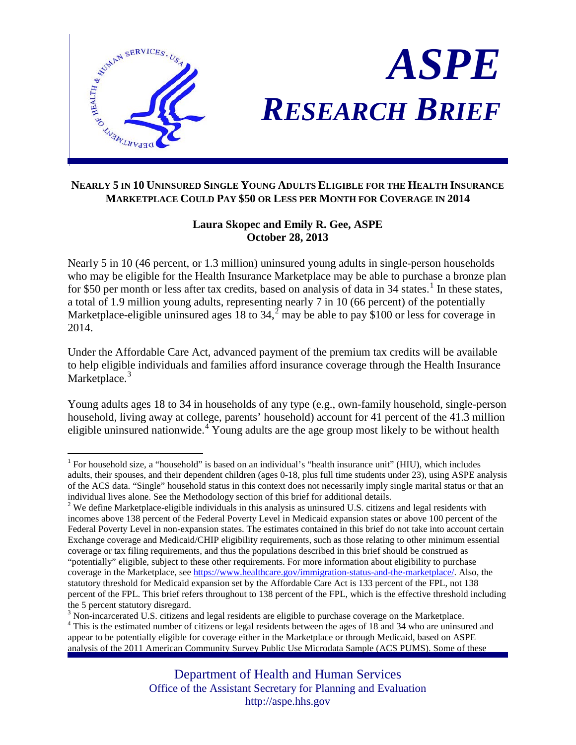# ASPE RESEARCH BRIEF

## NEARLY 5 IN 10 UNINSURED SINGLE YOUNG ADULTS ELIGIBLE FOR THE HEALTH INSURANCE MARKETPLACE COULD PAY $50 OR LESS PER MONTH FOR COVERAGE IN 2014

**Laura Skopec and Emily R. Gee, ASPE**
**October 28, 2013**

Nearly 5 in 10 (46 percent, or 1.3 million) uninsured young adults in single-person households who may be eligible for the Health Insurance Marketplace may be able to purchase a bronze plan for $50 per month or less after tax credits, based on analysis of data in 34 states.[1] In these states, a total of 1.9 million young adults, representing nearly 7 in 10 (66 percent) of the potentially Marketplace-eligible uninsured ages 18 to 34,[2] may be able to pay $100 or less for coverage in 2014.

Under the Affordable Care Act, advanced payment of the premium tax credits will be available to help eligible individuals and families afford insurance coverage through the Health Insurance Marketplace.[3]

Young adults ages 18 to 34 in households of any type (e.g., own-family household, single-person household, living away at college, parents' household) account for 41 percent of the 41.3 million eligible uninsured nationwide.[4] Young adults are the age group most likely to be without health

---

[1] For household size, a "household" is based on an individual's "health insurance unit" (HIU), which includes adults, their spouses, and their dependent children (ages 0-18, plus full time students under 23), using ASPE analysis of the ACS data. "Single" household status in this context does not necessarily imply single marital status or that an individual lives alone. See the Methodology section of this brief for additional details.

[2] We define Marketplace-eligible individuals in this analysis as uninsured U.S. citizens and legal residents with incomes above 138 percent of the Federal Poverty Level in Medicaid expansion states or above 100 percent of the Federal Poverty Level in non-expansion states. The estimates contained in this brief do not take into account certain Exchange coverage and Medicaid/CHIP eligibility requirements, such as those relating to other minimum essential coverage or tax filing requirements, and thus the populations described in this brief should be construed as "potentially" eligible, subject to these other requirements. For more information about eligibility to purchase coverage in the Marketplace, see https://www.healthcare.gov/immigration-status-and-the-marketplace/. Also, the statutory threshold for Medicaid expansion set by the Affordable Care Act is 133 percent of the FPL, not 138 percent of the FPL. This brief refers throughout to 138 percent of the FPL, which is the effective threshold including the 5 percent statutory disregard.

[3] Non-incarcerated U.S. citizens and legal residents are eligible to purchase coverage on the Marketplace.

[4] This is the estimated number of citizens or legal residents between the ages of 18 and 34 who are uninsured and appear to be potentially eligible for coverage either in the Marketplace or through Medicaid, based on ASPE analysis of the 2011 American Community Survey Public Use Microdata Sample (ACS PUMS). Some of these

Department of Health and Human Services
Office of the Assistant Secretary for Planning and Evaluation
http://aspe.hhs.gov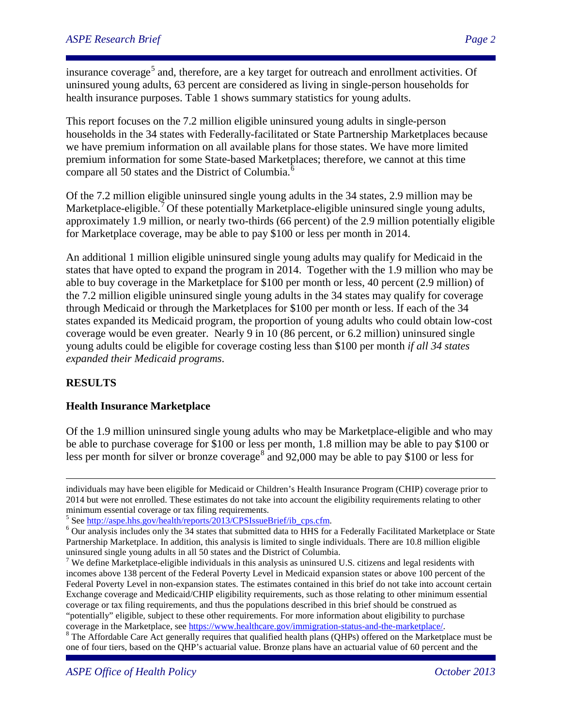insurance coverage[5] and, therefore, are a key target for outreach and enrollment activities. Of uninsured young adults, 63 percent are considered as living in single-person households for health insurance purposes. Table 1 shows summary statistics for young adults.

This report focuses on the 7.2 million eligible uninsured young adults in single-person households in the 34 states with Federally-facilitated or State Partnership Marketplaces because we have premium information on all available plans for those states. We have more limited premium information for some State-based Marketplaces; therefore, we cannot at this time compare all 50 states and the District of Columbia.[6]

Of the 7.2 million eligible uninsured single young adults in the 34 states, 2.9 million may be Marketplace-eligible.[7] Of these potentially Marketplace-eligible uninsured single young adults, approximately 1.9 million, or nearly two-thirds (66 percent) of the 2.9 million potentially eligible for Marketplace coverage, may be able to pay $100 or less per month in 2014.

An additional 1 million eligible uninsured single young adults may qualify for Medicaid in the states that have opted to expand the program in 2014. Together with the 1.9 million who may be able to buy coverage in the Marketplace for $100 per month or less, 40 percent (2.9 million) of the 7.2 million eligible uninsured single young adults in the 34 states may qualify for coverage through Medicaid or through the Marketplaces for $100 per month or less. If each of the 34 states expanded its Medicaid program, the proportion of young adults who could obtain low-cost coverage would be even greater. Nearly 9 in 10 (86 percent, or 6.2 million) uninsured single young adults could be eligible for coverage costing less than $100 per month *if all 34 states expanded their Medicaid programs*.

## RESULTS

### Health Insurance Marketplace

Of the 1.9 million uninsured single young adults who may be Marketplace-eligible and who may be able to purchase coverage for $100 or less per month, 1.8 million may be able to pay $100 or less per month for silver or bronze coverage[8] and 92,000 may be able to pay $100 or less for

---

individuals may have been eligible for Medicaid or Children's Health Insurance Program (CHIP) coverage prior to 2014 but were not enrolled. These estimates do not take into account the eligibility requirements relating to other minimum essential coverage or tax filing requirements.

[5] See http://aspe.hhs.gov/health/reports/2013/CPSIssueBrief/ib_cps.cfm.

[6] Our analysis includes only the 34 states that submitted data to HHS for a Federally Facilitated Marketplace or State Partnership Marketplace. In addition, this analysis is limited to single individuals. There are 10.8 million eligible uninsured single young adults in all 50 states and the District of Columbia.

[7] We define Marketplace-eligible individuals in this analysis as uninsured U.S. citizens and legal residents with incomes above 138 percent of the Federal Poverty Level in Medicaid expansion states or above 100 percent of the Federal Poverty Level in non-expansion states. The estimates contained in this brief do not take into account certain Exchange coverage and Medicaid/CHIP eligibility requirements, such as those relating to other minimum essential coverage or tax filing requirements, and thus the populations described in this brief should be construed as "potentially" eligible, subject to these other requirements. For more information about eligibility to purchase coverage in the Marketplace, see https://www.healthcare.gov/immigration-status-and-the-marketplace/.

[8] The Affordable Care Act generally requires that qualified health plans (QHPs) offered on the Marketplace must be one of four tiers, based on the QHP's actuarial value. Bronze plans have an actuarial value of 60 percent and the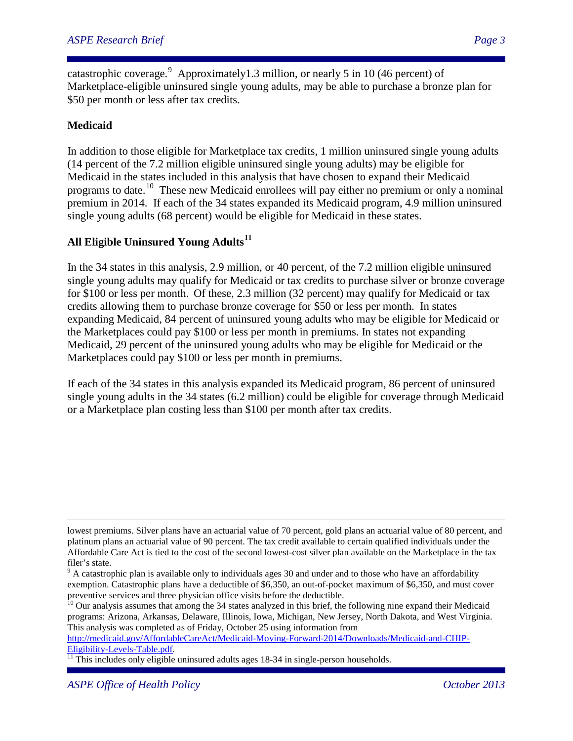catastrophic coverage.[9] Approximately1.3 million, or nearly 5 in 10 (46 percent) of Marketplace-eligible uninsured single young adults, may be able to purchase a bronze plan for $50 per month or less after tax credits.

**Medicaid**

In addition to those eligible for Marketplace tax credits, 1 million uninsured single young adults (14 percent of the 7.2 million eligible uninsured single young adults) may be eligible for Medicaid in the states included in this analysis that have chosen to expand their Medicaid programs to date.[10] These new Medicaid enrollees will pay either no premium or only a nominal premium in 2014. If each of the 34 states expanded its Medicaid program, 4.9 million uninsured single young adults (68 percent) would be eligible for Medicaid in these states.

**All Eligible Uninsured Young Adults[11]**

In the 34 states in this analysis, 2.9 million, or 40 percent, of the 7.2 million eligible uninsured single young adults may qualify for Medicaid or tax credits to purchase silver or bronze coverage for $100 or less per month. Of these, 2.3 million (32 percent) may qualify for Medicaid or tax credits allowing them to purchase bronze coverage for $50 or less per month. In states expanding Medicaid, 84 percent of uninsured young adults who may be eligible for Medicaid or the Marketplaces could pay $100 or less per month in premiums. In states not expanding Medicaid, 29 percent of the uninsured young adults who may be eligible for Medicaid or the Marketplaces could pay $100 or less per month in premiums.

If each of the 34 states in this analysis expanded its Medicaid program, 86 percent of uninsured single young adults in the 34 states (6.2 million) could be eligible for coverage through Medicaid or a Marketplace plan costing less than $100 per month after tax credits.

---

lowest premiums. Silver plans have an actuarial value of 70 percent, gold plans an actuarial value of 80 percent, and platinum plans an actuarial value of 90 percent. The tax credit available to certain qualified individuals under the Affordable Care Act is tied to the cost of the second lowest-cost silver plan available on the Marketplace in the tax filer's state.

[9] A catastrophic plan is available only to individuals ages 30 and under and to those who have an affordability exemption. Catastrophic plans have a deductible of $6,350, an out-of-pocket maximum of $6,350, and must cover preventive services and three physician office visits before the deductible.

[10] Our analysis assumes that among the 34 states analyzed in this brief, the following nine expand their Medicaid programs: Arizona, Arkansas, Delaware, Illinois, Iowa, Michigan, New Jersey, North Dakota, and West Virginia. This analysis was completed as of Friday, October 25 using information from http://medicaid.gov/AffordableCareAct/Medicaid-Moving-Forward-2014/Downloads/Medicaid-and-CHIP-Eligibility-Levels-Table.pdf.

[11] This includes only eligible uninsured adults ages 18-34 in single-person households.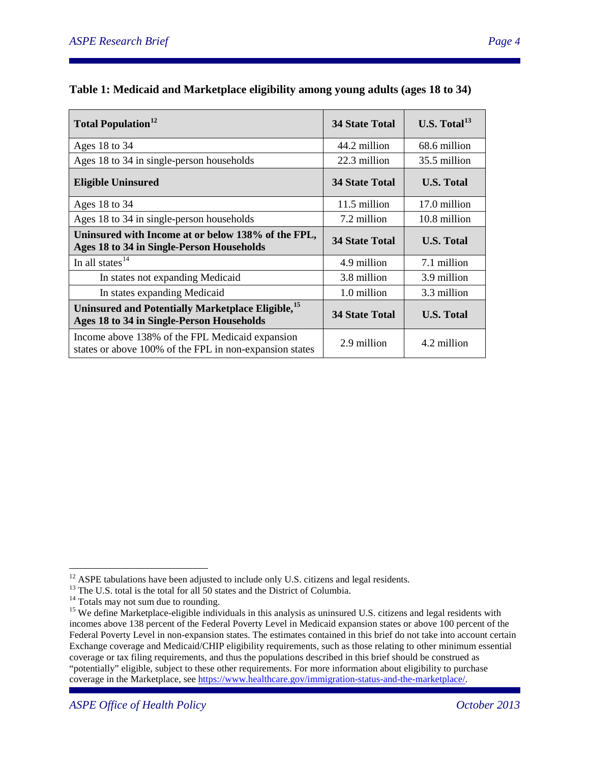**Table 1: Medicaid and Marketplace eligibility among young adults (ages 18 to 34)**

| **Total Population**[12] | **34 State Total** | **U.S. Total**[13] |
|---|---|---|
| Ages 18 to 34 | 44.2 million | 68.6 million |
| Ages 18 to 34 in single-person households | 22.3 million | 35.5 million |
| **Eligible Uninsured** | **34 State Total** | **U.S. Total** |
| Ages 18 to 34 | 11.5 million | 17.0 million |
| Ages 18 to 34 in single-person households | 7.2 million | 10.8 million |
| **Uninsured with Income at or below 138% of the FPL, Ages 18 to 34 in Single-Person Households** | **34 State Total** | **U.S. Total** |
| In all states[14] | 4.9 million | 7.1 million |
| In states not expanding Medicaid | 3.8 million | 3.9 million |
| In states expanding Medicaid | 1.0 million | 3.3 million |
| **Uninsured and Potentially Marketplace Eligible,**[15] **Ages 18 to 34 in Single-Person Households** | **34 State Total** | **U.S. Total** |
| Income above 138% of the FPL Medicaid expansion states or above 100% of the FPL in non-expansion states | 2.9 million | 4.2 million |

---

[12] ASPE tabulations have been adjusted to include only U.S. citizens and legal residents.

[13] The U.S. total is the total for all 50 states and the District of Columbia.

[14] Totals may not sum due to rounding.

[15] We define Marketplace-eligible individuals in this analysis as uninsured U.S. citizens and legal residents with incomes above 138 percent of the Federal Poverty Level in Medicaid expansion states or above 100 percent of the Federal Poverty Level in non-expansion states. The estimates contained in this brief do not take into account certain Exchange coverage and Medicaid/CHIP eligibility requirements, such as those relating to other minimum essential coverage or tax filing requirements, and thus the populations described in this brief should be construed as "potentially" eligible, subject to these other requirements. For more information about eligibility to purchase coverage in the Marketplace, see https://www.healthcare.gov/immigration-status-and-the-marketplace/.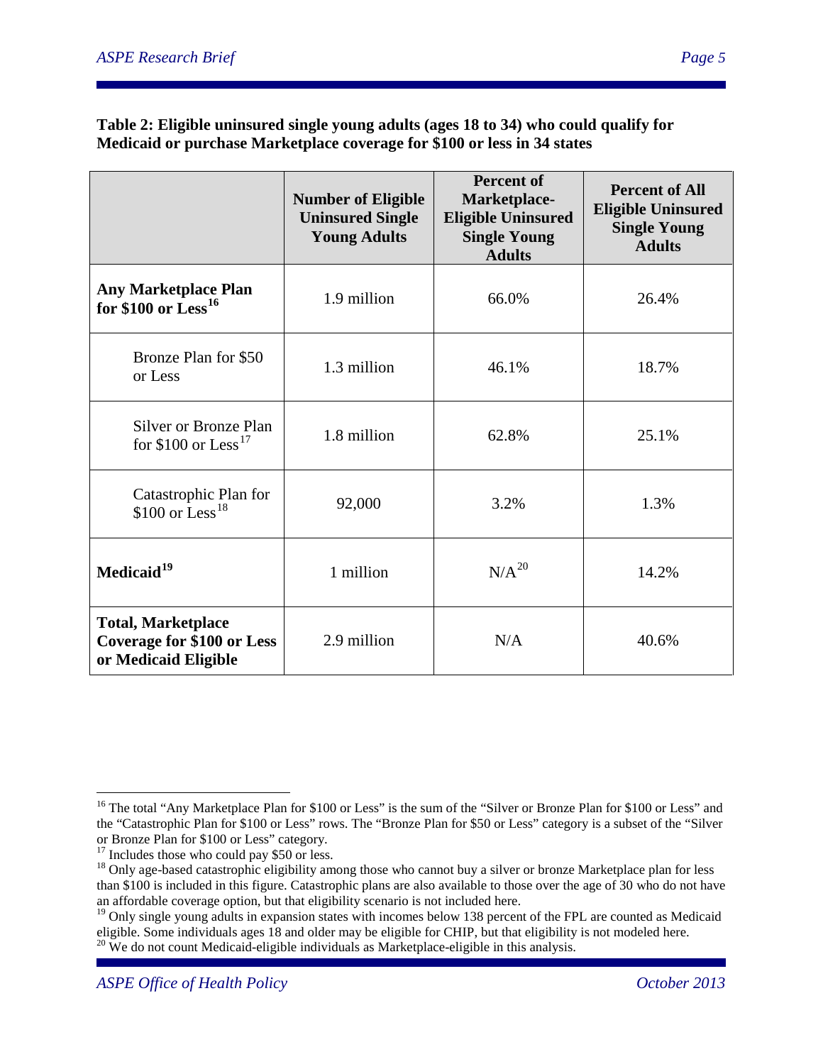**Table 2: Eligible uninsured single young adults (ages 18 to 34) who could qualify for Medicaid or purchase Marketplace coverage for $100 or less in 34 states**

| | Number of Eligible Uninsured Single Young Adults | Percent of Marketplace-Eligible Uninsured Single Young Adults | Percent of All Eligible Uninsured Single Young Adults |
|---|---|---|---|
| **Any Marketplace Plan for $100 or Less**[16] | 1.9 million | 66.0% | 26.4% |
| Bronze Plan for $50 or Less | 1.3 million | 46.1% | 18.7% |
| Silver or Bronze Plan for $100 or Less[17] | 1.8 million | 62.8% | 25.1% |
| Catastrophic Plan for $100 or Less[18] | 92,000 | 3.2% | 1.3% |
| **Medicaid**[19] | 1 million | N/A[20] | 14.2% |
| **Total, Marketplace Coverage for $100 or Less or Medicaid Eligible** | 2.9 million | N/A | 40.6% |

[16] The total "Any Marketplace Plan for $100 or Less" is the sum of the "Silver or Bronze Plan for $100 or Less" and the "Catastrophic Plan for $100 or Less" rows. The "Bronze Plan for $50 or Less" category is a subset of the "Silver or Bronze Plan for $100 or Less" category.

[17] Includes those who could pay $50 or less.

[18] Only age-based catastrophic eligibility among those who cannot buy a silver or bronze Marketplace plan for less than $100 is included in this figure. Catastrophic plans are also available to those over the age of 30 who do not have an affordable coverage option, but that eligibility scenario is not included here.

[19] Only single young adults in expansion states with incomes below 138 percent of the FPL are counted as Medicaid eligible. Some individuals ages 18 and older may be eligible for CHIP, but that eligibility is not modeled here.

[20] We do not count Medicaid-eligible individuals as Marketplace-eligible in this analysis.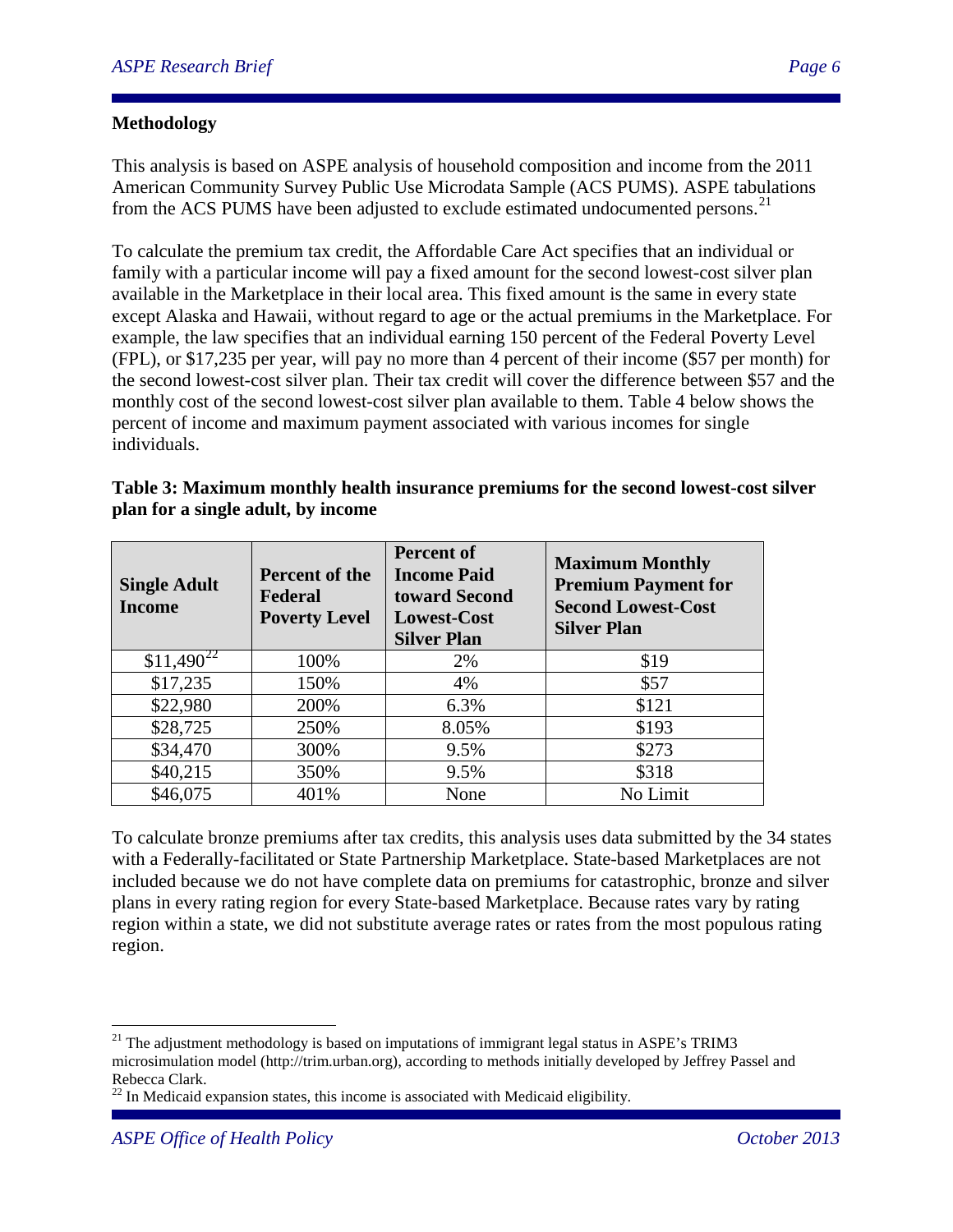## Methodology

This analysis is based on ASPE analysis of household composition and income from the 2011 American Community Survey Public Use Microdata Sample (ACS PUMS). ASPE tabulations from the ACS PUMS have been adjusted to exclude estimated undocumented persons.[21]

To calculate the premium tax credit, the Affordable Care Act specifies that an individual or family with a particular income will pay a fixed amount for the second lowest-cost silver plan available in the Marketplace in their local area. This fixed amount is the same in every state except Alaska and Hawaii, without regard to age or the actual premiums in the Marketplace. For example, the law specifies that an individual earning 150 percent of the Federal Poverty Level (FPL), or $17,235 per year, will pay no more than 4 percent of their income ($57 per month) for the second lowest-cost silver plan. Their tax credit will cover the difference between $57 and the monthly cost of the second lowest-cost silver plan available to them. Table 4 below shows the percent of income and maximum payment associated with various incomes for single individuals.

**Table 3: Maximum monthly health insurance premiums for the second lowest-cost silver plan for a single adult, by income**

| Single Adult Income | Percent of the Federal Poverty Level | Percent of Income Paid toward Second Lowest-Cost Silver Plan | Maximum Monthly Premium Payment for Second Lowest-Cost Silver Plan |
|---|---|---|---|
| $11,490[22] | 100% | 2% | $19 |
| $17,235 | 150% | 4% | $57 |
| $22,980 | 200% | 6.3% | $121 |
| $28,725 | 250% | 8.05% | $193 |
| $34,470 | 300% | 9.5% | $273 |
| $40,215 | 350% | 9.5% | $318 |
| $46,075 | 401% | None | No Limit |

To calculate bronze premiums after tax credits, this analysis uses data submitted by the 34 states with a Federally-facilitated or State Partnership Marketplace. State-based Marketplaces are not included because we do not have complete data on premiums for catastrophic, bronze and silver plans in every rating region for every State-based Marketplace. Because rates vary by rating region within a state, we did not substitute average rates or rates from the most populous rating region.

---

[21] The adjustment methodology is based on imputations of immigrant legal status in ASPE's TRIM3 microsimulation model (http://trim.urban.org), according to methods initially developed by Jeffrey Passel and Rebecca Clark.

[22] In Medicaid expansion states, this income is associated with Medicaid eligibility.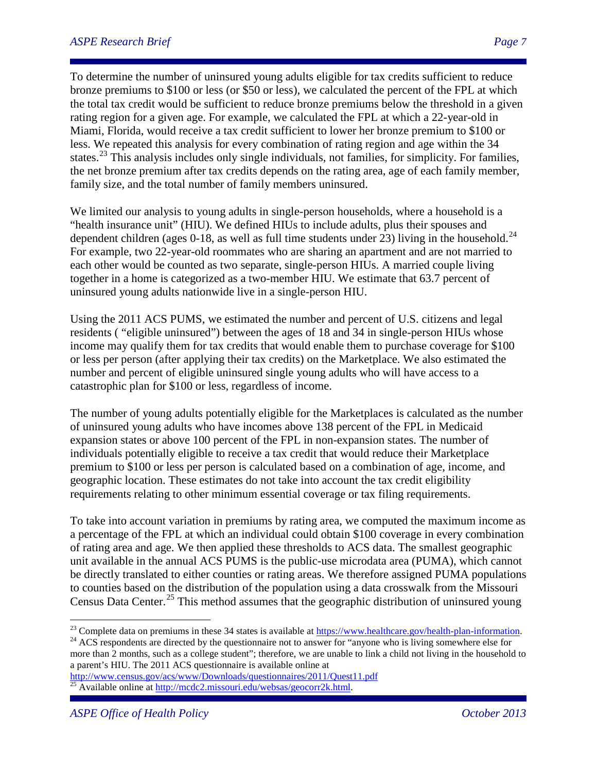To determine the number of uninsured young adults eligible for tax credits sufficient to reduce bronze premiums to $100 or less (or $50 or less), we calculated the percent of the FPL at which the total tax credit would be sufficient to reduce bronze premiums below the threshold in a given rating region for a given age. For example, we calculated the FPL at which a 22-year-old in Miami, Florida, would receive a tax credit sufficient to lower her bronze premium to $100 or less. We repeated this analysis for every combination of rating region and age within the 34 states.[23] This analysis includes only single individuals, not families, for simplicity. For families, the net bronze premium after tax credits depends on the rating area, age of each family member, family size, and the total number of family members uninsured.

We limited our analysis to young adults in single-person households, where a household is a "health insurance unit" (HIU). We defined HIUs to include adults, plus their spouses and dependent children (ages 0-18, as well as full time students under 23) living in the household.[24] For example, two 22-year-old roommates who are sharing an apartment and are not married to each other would be counted as two separate, single-person HIUs. A married couple living together in a home is categorized as a two-member HIU. We estimate that 63.7 percent of uninsured young adults nationwide live in a single-person HIU.

Using the 2011 ACS PUMS, we estimated the number and percent of U.S. citizens and legal residents ( "eligible uninsured") between the ages of 18 and 34 in single-person HIUs whose income may qualify them for tax credits that would enable them to purchase coverage for $100 or less per person (after applying their tax credits) on the Marketplace. We also estimated the number and percent of eligible uninsured single young adults who will have access to a catastrophic plan for $100 or less, regardless of income.

The number of young adults potentially eligible for the Marketplaces is calculated as the number of uninsured young adults who have incomes above 138 percent of the FPL in Medicaid expansion states or above 100 percent of the FPL in non-expansion states. The number of individuals potentially eligible to receive a tax credit that would reduce their Marketplace premium to $100 or less per person is calculated based on a combination of age, income, and geographic location. These estimates do not take into account the tax credit eligibility requirements relating to other minimum essential coverage or tax filing requirements.

To take into account variation in premiums by rating area, we computed the maximum income as a percentage of the FPL at which an individual could obtain $100 coverage in every combination of rating area and age. We then applied these thresholds to ACS data. The smallest geographic unit available in the annual ACS PUMS is the public-use microdata area (PUMA), which cannot be directly translated to either counties or rating areas. We therefore assigned PUMA populations to counties based on the distribution of the population using a data crosswalk from the Missouri Census Data Center.[25] This method assumes that the geographic distribution of uninsured young

---

[23] Complete data on premiums in these 34 states is available at https://www.healthcare.gov/health-plan-information.

[24] ACS respondents are directed by the questionnaire not to answer for "anyone who is living somewhere else for more than 2 months, such as a college student"; therefore, we are unable to link a child not living in the household to a parent's HIU. The 2011 ACS questionnaire is available online at http://www.census.gov/acs/www/Downloads/questionnaires/2011/Quest11.pdf

[25] Available online at http://mcdc2.missouri.edu/websas/geocorr2k.html.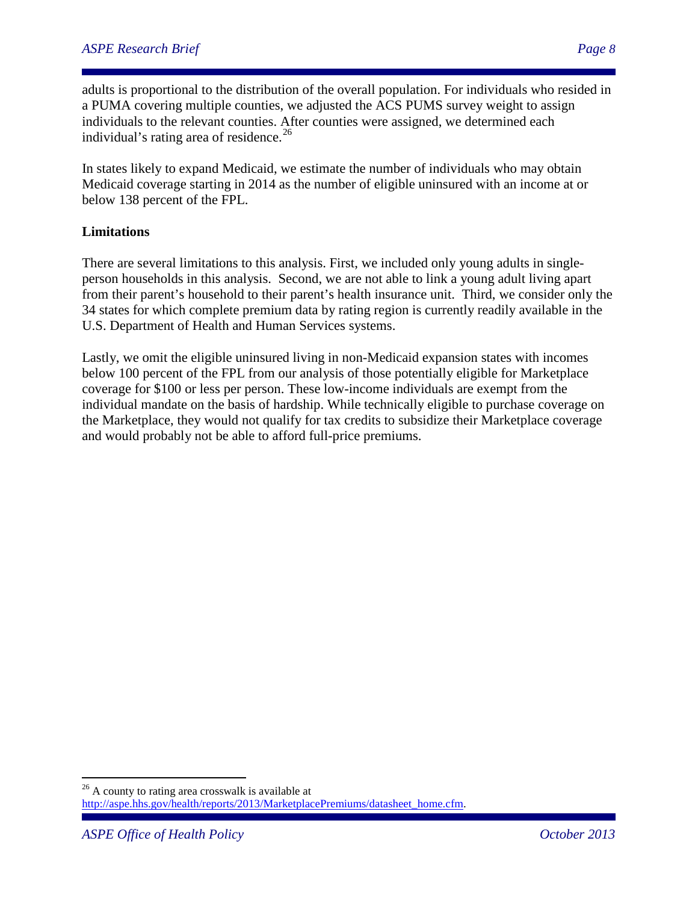adults is proportional to the distribution of the overall population. For individuals who resided in a PUMA covering multiple counties, we adjusted the ACS PUMS survey weight to assign individuals to the relevant counties. After counties were assigned, we determined each individual's rating area of residence.[26]

In states likely to expand Medicaid, we estimate the number of individuals who may obtain Medicaid coverage starting in 2014 as the number of eligible uninsured with an income at or below 138 percent of the FPL.

**Limitations**

There are several limitations to this analysis. First, we included only young adults in single-person households in this analysis. Second, we are not able to link a young adult living apart from their parent's household to their parent's health insurance unit. Third, we consider only the 34 states for which complete premium data by rating region is currently readily available in the U.S. Department of Health and Human Services systems.

Lastly, we omit the eligible uninsured living in non-Medicaid expansion states with incomes below 100 percent of the FPL from our analysis of those potentially eligible for Marketplace coverage for $100 or less per person. These low-income individuals are exempt from the individual mandate on the basis of hardship. While technically eligible to purchase coverage on the Marketplace, they would not qualify for tax credits to subsidize their Marketplace coverage and would probably not be able to afford full-price premiums.

---

[26] A county to rating area crosswalk is available at http://aspe.hhs.gov/health/reports/2013/MarketplacePremiums/datasheet_home.cfm.